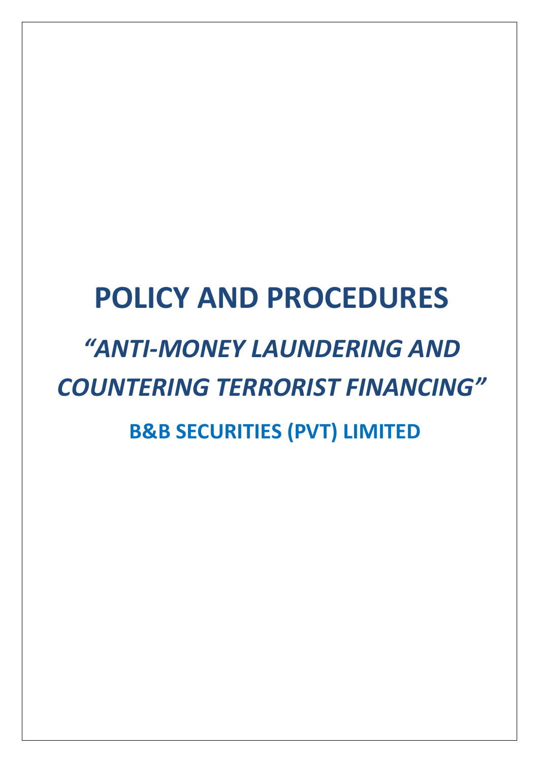# POLICY AND PROCEDURES

## *"ANTI-MONEY LAUNDERING AND COUNTERING TERRORIST FINANCING"*

### B&B SECURITIES (PVT) LIMITED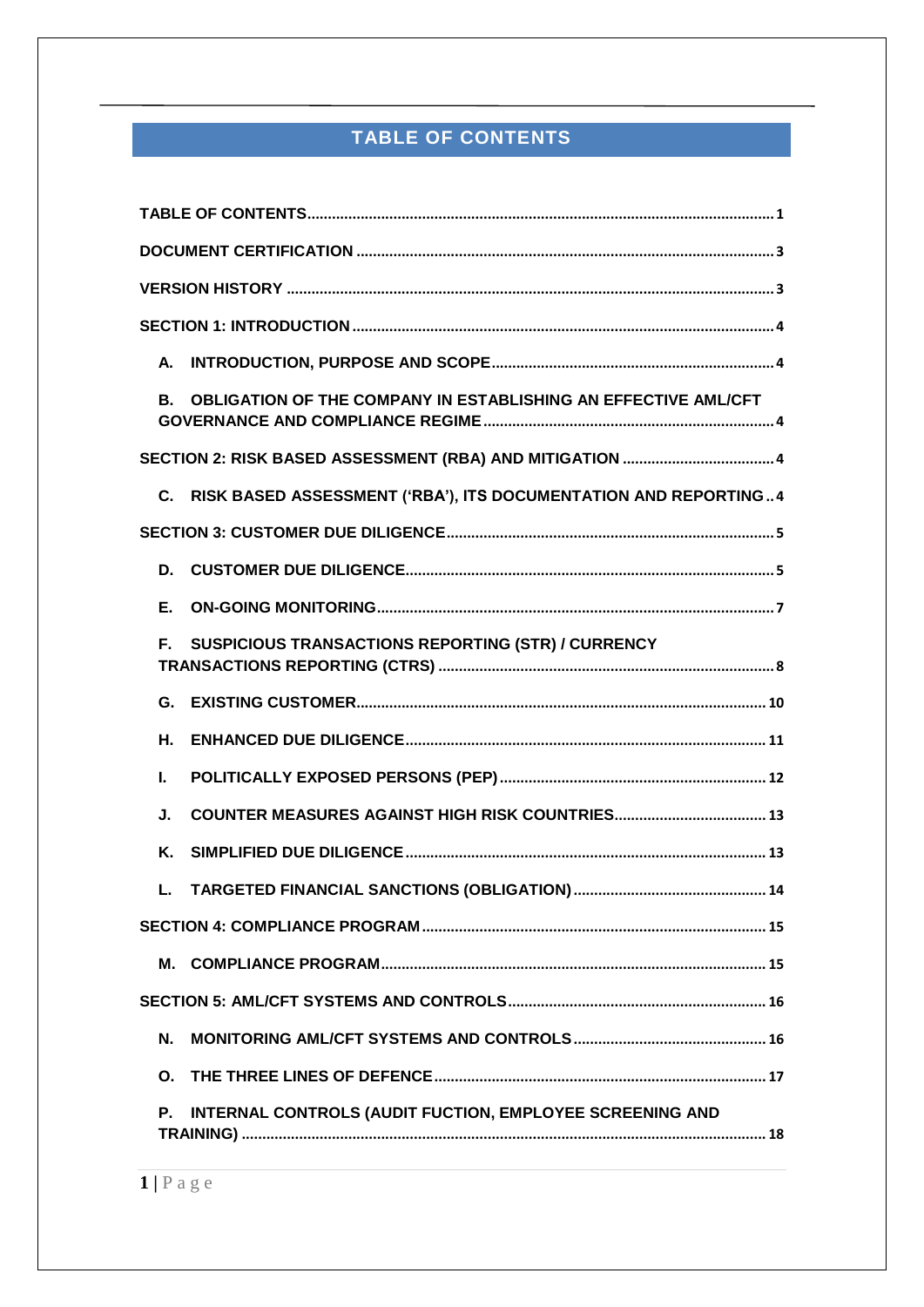# TABLE OF CONTENTS

TABLE OF CONTENTS ..... 1

DOCUMENT CERTIFICATION ..... 3

VERSION HISTORY ..... 3

SECTION 1: INTRODUCTION ..... 4

- A. INTRODUCTION, PURPOSE AND SCOPE ..... 4
- B. OBLIGATION OF THE COMPANY IN ESTABLISHING AN EFFECTIVE AML/CFT GOVERNANCE AND COMPLIANCE REGIME ..... 4

SECTION 2: RISK BASED ASSESSMENT (RBA) AND MITIGATION ..... 4

- C. RISK BASED ASSESSMENT ('RBA'), ITS DOCUMENTATION AND REPORTING .. 4

SECTION 3: CUSTOMER DUE DILIGENCE ..... 5

- D. CUSTOMER DUE DILIGENCE ..... 5
- E. ON-GOING MONITORING ..... 7
- F. SUSPICIOUS TRANSACTIONS REPORTING (STR) / CURRENCY TRANSACTIONS REPORTING (CTRS) ..... 8
- G. EXISTING CUSTOMER ..... 10
- H. ENHANCED DUE DILIGENCE ..... 11
- I. POLITICALLY EXPOSED PERSONS (PEP) ..... 12
- J. COUNTER MEASURES AGAINST HIGH RISK COUNTRIES ..... 13
- K. SIMPLIFIED DUE DILIGENCE ..... 13
- L. TARGETED FINANCIAL SANCTIONS (OBLIGATION) ..... 14

SECTION 4: COMPLIANCE PROGRAM ..... 15

- M. COMPLIANCE PROGRAM ..... 15

SECTION 5: AML/CFT SYSTEMS AND CONTROLS ..... 16

- N. MONITORING AML/CFT SYSTEMS AND CONTROLS ..... 16
- O. THE THREE LINES OF DEFENCE ..... 17
- P. INTERNAL CONTROLS (AUDIT FUCTION, EMPLOYEE SCREENING AND TRAINING) ..... 18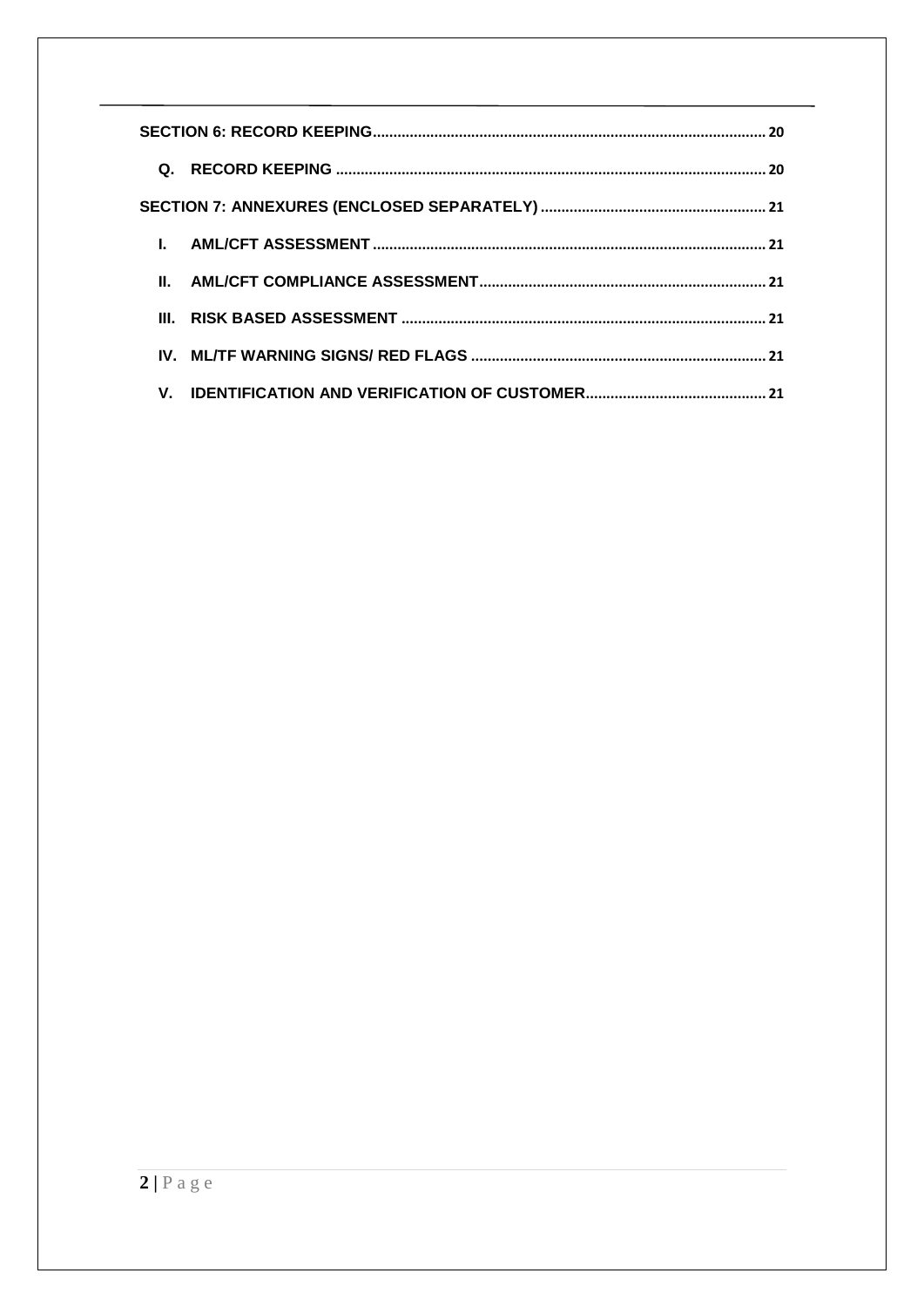SECTION 6: RECORD KEEPING .......... 20

Q. RECORD KEEPING .......... 20

SECTION 7: ANNEXURES (ENCLOSED SEPARATELY) .......... 21

I. AML/CFT ASSESSMENT .......... 21

II. AML/CFT COMPLIANCE ASSESSMENT .......... 21

III. RISK BASED ASSESSMENT .......... 21

IV. ML/TF WARNING SIGNS/ RED FLAGS .......... 21

V. IDENTIFICATION AND VERIFICATION OF CUSTOMER .......... 21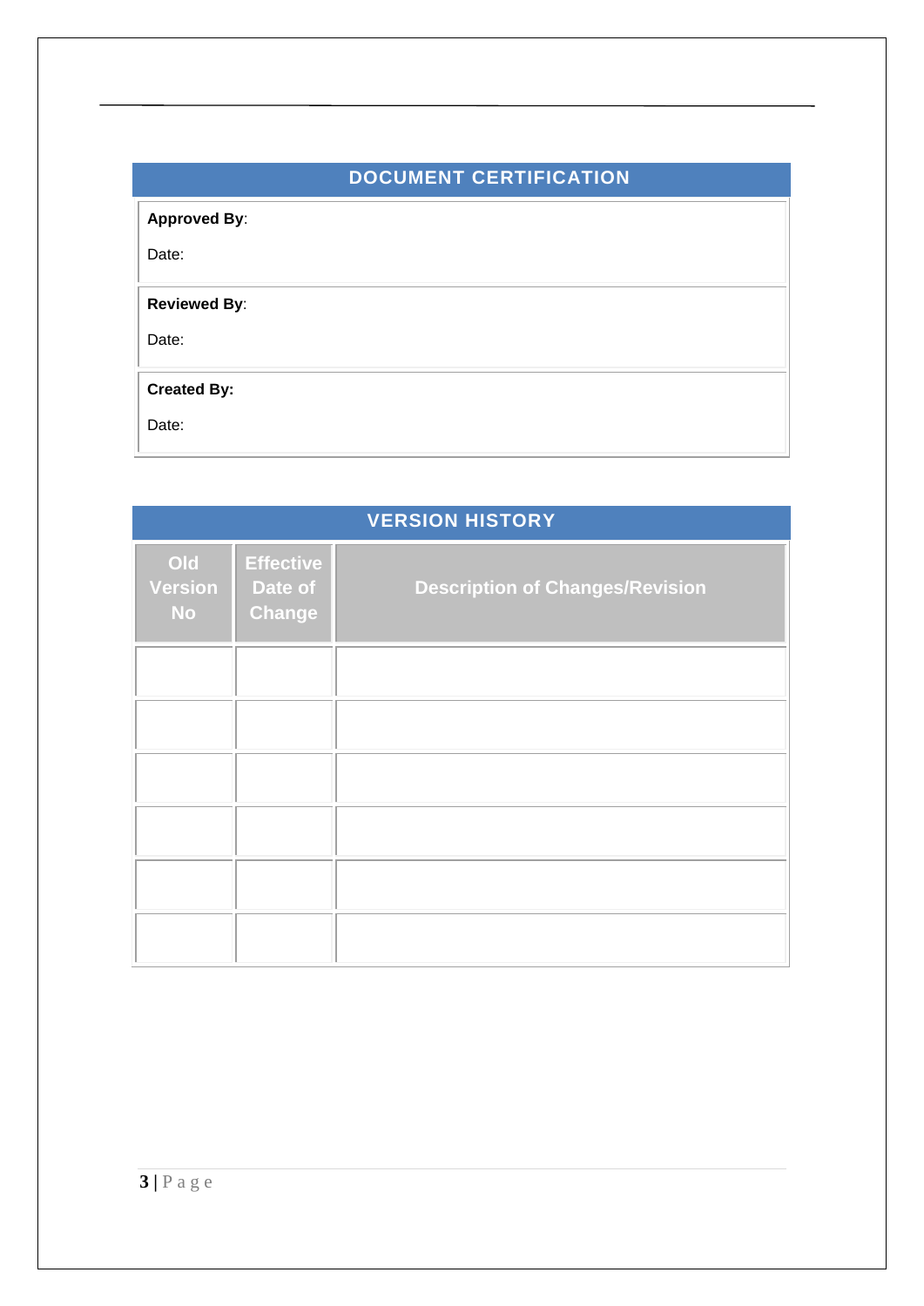## DOCUMENT CERTIFICATION

**Approved By**:

Date:

**Reviewed By**:

Date:

**Created By:**

Date:

## VERSION HISTORY

| Old Version No | Effective Date of Change | Description of Changes/Revision |
|---|---|---|
| | | |
| | | |
| | | |
| | | |
| | | |
| | | |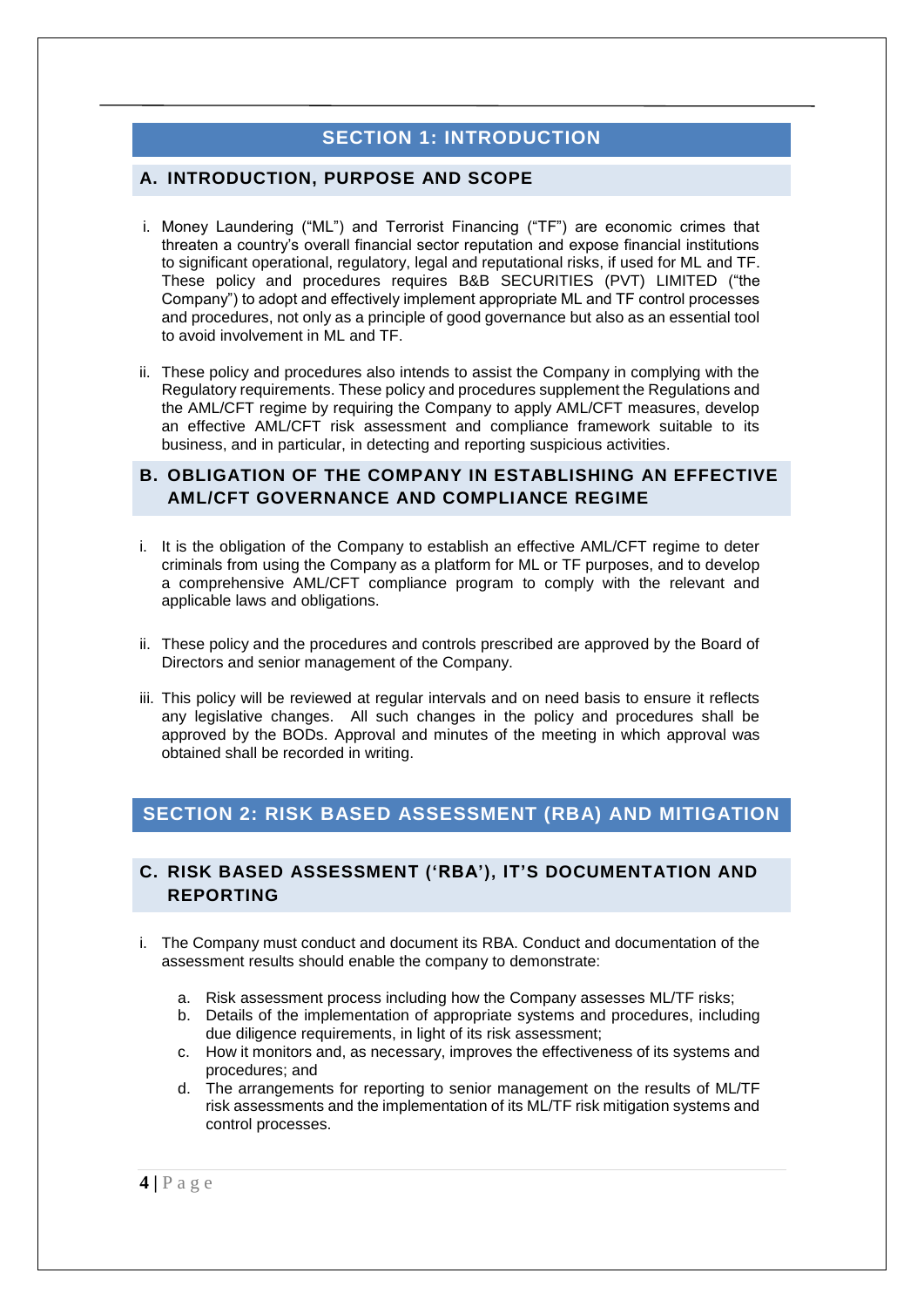# SECTION 1: INTRODUCTION

## A. INTRODUCTION, PURPOSE AND SCOPE

i. Money Laundering ("ML") and Terrorist Financing ("TF") are economic crimes that threaten a country's overall financial sector reputation and expose financial institutions to significant operational, regulatory, legal and reputational risks, if used for ML and TF. These policy and procedures requires B&B SECURITIES (PVT) LIMITED ("the Company") to adopt and effectively implement appropriate ML and TF control processes and procedures, not only as a principle of good governance but also as an essential tool to avoid involvement in ML and TF.

ii. These policy and procedures also intends to assist the Company in complying with the Regulatory requirements. These policy and procedures supplement the Regulations and the AML/CFT regime by requiring the Company to apply AML/CFT measures, develop an effective AML/CFT risk assessment and compliance framework suitable to its business, and in particular, in detecting and reporting suspicious activities.

## B. OBLIGATION OF THE COMPANY IN ESTABLISHING AN EFFECTIVE AML/CFT GOVERNANCE AND COMPLIANCE REGIME

i. It is the obligation of the Company to establish an effective AML/CFT regime to deter criminals from using the Company as a platform for ML or TF purposes, and to develop a comprehensive AML/CFT compliance program to comply with the relevant and applicable laws and obligations.

ii. These policy and the procedures and controls prescribed are approved by the Board of Directors and senior management of the Company.

iii. This policy will be reviewed at regular intervals and on need basis to ensure it reflects any legislative changes. All such changes in the policy and procedures shall be approved by the BODs. Approval and minutes of the meeting in which approval was obtained shall be recorded in writing.

# SECTION 2: RISK BASED ASSESSMENT (RBA) AND MITIGATION

## C. RISK BASED ASSESSMENT ('RBA'), IT'S DOCUMENTATION AND REPORTING

i. The Company must conduct and document its RBA. Conduct and documentation of the assessment results should enable the company to demonstrate:

   a. Risk assessment process including how the Company assesses ML/TF risks;
   b. Details of the implementation of appropriate systems and procedures, including due diligence requirements, in light of its risk assessment;
   c. How it monitors and, as necessary, improves the effectiveness of its systems and procedures; and
   d. The arrangements for reporting to senior management on the results of ML/TF risk assessments and the implementation of its ML/TF risk mitigation systems and control processes.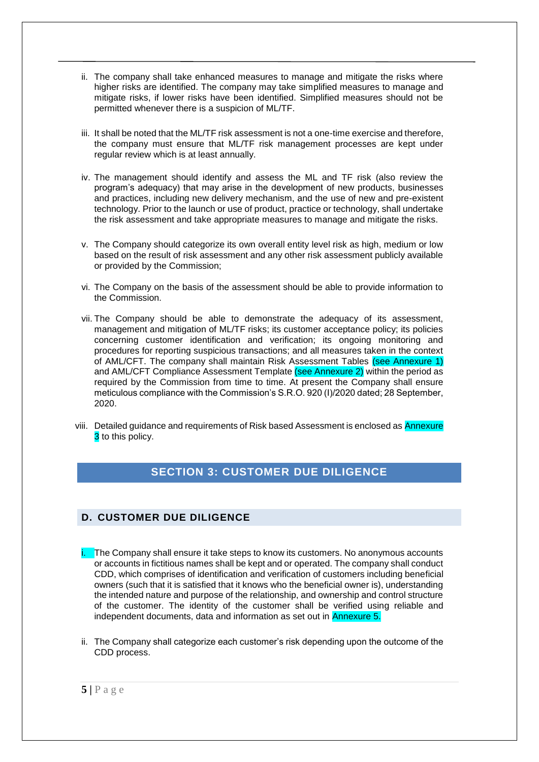ii. The company shall take enhanced measures to manage and mitigate the risks where higher risks are identified. The company may take simplified measures to manage and mitigate risks, if lower risks have been identified. Simplified measures should not be permitted whenever there is a suspicion of ML/TF.

iii. It shall be noted that the ML/TF risk assessment is not a one-time exercise and therefore, the company must ensure that ML/TF risk management processes are kept under regular review which is at least annually.

iv. The management should identify and assess the ML and TF risk (also review the program's adequacy) that may arise in the development of new products, businesses and practices, including new delivery mechanism, and the use of new and pre-existent technology. Prior to the launch or use of product, practice or technology, shall undertake the risk assessment and take appropriate measures to manage and mitigate the risks.

v. The Company should categorize its own overall entity level risk as high, medium or low based on the result of risk assessment and any other risk assessment publicly available or provided by the Commission;

vi. The Company on the basis of the assessment should be able to provide information to the Commission.

vii. The Company should be able to demonstrate the adequacy of its assessment, management and mitigation of ML/TF risks; its customer acceptance policy; its policies concerning customer identification and verification; its ongoing monitoring and procedures for reporting suspicious transactions; and all measures taken in the context of AML/CFT. The company shall maintain Risk Assessment Tables (see Annexure 1) and AML/CFT Compliance Assessment Template (see Annexure 2) within the period as required by the Commission from time to time. At present the Company shall ensure meticulous compliance with the Commission's S.R.O. 920 (I)/2020 dated; 28 September, 2020.

viii. Detailed guidance and requirements of Risk based Assessment is enclosed as Annexure 3 to this policy.

## SECTION 3: CUSTOMER DUE DILIGENCE

### D. CUSTOMER DUE DILIGENCE

i. The Company shall ensure it take steps to know its customers. No anonymous accounts or accounts in fictitious names shall be kept and or operated. The company shall conduct CDD, which comprises of identification and verification of customers including beneficial owners (such that it is satisfied that it knows who the beneficial owner is), understanding the intended nature and purpose of the relationship, and ownership and control structure of the customer. The identity of the customer shall be verified using reliable and independent documents, data and information as set out in Annexure 5.

ii. The Company shall categorize each customer's risk depending upon the outcome of the CDD process.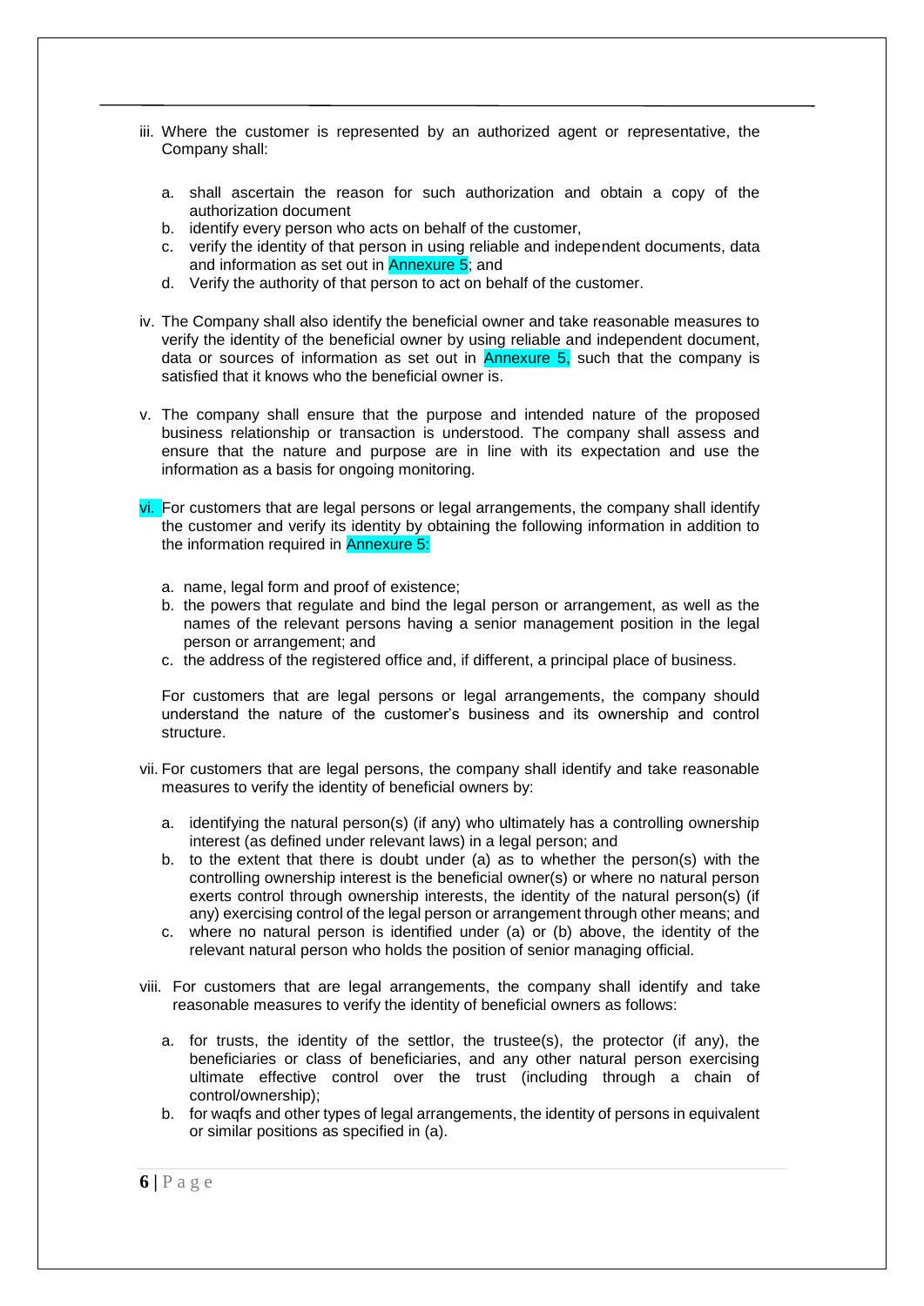iii. Where the customer is represented by an authorized agent or representative, the Company shall:

   a. shall ascertain the reason for such authorization and obtain a copy of the authorization document
   b. identify every person who acts on behalf of the customer,
   c. verify the identity of that person in using reliable and independent documents, data and information as set out in Annexure 5; and
   d. Verify the authority of that person to act on behalf of the customer.

iv. The Company shall also identify the beneficial owner and take reasonable measures to verify the identity of the beneficial owner by using reliable and independent document, data or sources of information as set out in Annexure 5, such that the company is satisfied that it knows who the beneficial owner is.

v. The company shall ensure that the purpose and intended nature of the proposed business relationship or transaction is understood. The company shall assess and ensure that the nature and purpose are in line with its expectation and use the information as a basis for ongoing monitoring.

vi. For customers that are legal persons or legal arrangements, the company shall identify the customer and verify its identity by obtaining the following information in addition to the information required in Annexure 5:

   a. name, legal form and proof of existence;
   b. the powers that regulate and bind the legal person or arrangement, as well as the names of the relevant persons having a senior management position in the legal person or arrangement; and
   c. the address of the registered office and, if different, a principal place of business.

   For customers that are legal persons or legal arrangements, the company should understand the nature of the customer's business and its ownership and control structure.

vii. For customers that are legal persons, the company shall identify and take reasonable measures to verify the identity of beneficial owners by:

   a. identifying the natural person(s) (if any) who ultimately has a controlling ownership interest (as defined under relevant laws) in a legal person; and
   b. to the extent that there is doubt under (a) as to whether the person(s) with the controlling ownership interest is the beneficial owner(s) or where no natural person exerts control through ownership interests, the identity of the natural person(s) (if any) exercising control of the legal person or arrangement through other means; and
   c. where no natural person is identified under (a) or (b) above, the identity of the relevant natural person who holds the position of senior managing official.

viii. For customers that are legal arrangements, the company shall identify and take reasonable measures to verify the identity of beneficial owners as follows:

   a. for trusts, the identity of the settlor, the trustee(s), the protector (if any), the beneficiaries or class of beneficiaries, and any other natural person exercising ultimate effective control over the trust (including through a chain of control/ownership);
   b. for waqfs and other types of legal arrangements, the identity of persons in equivalent or similar positions as specified in (a).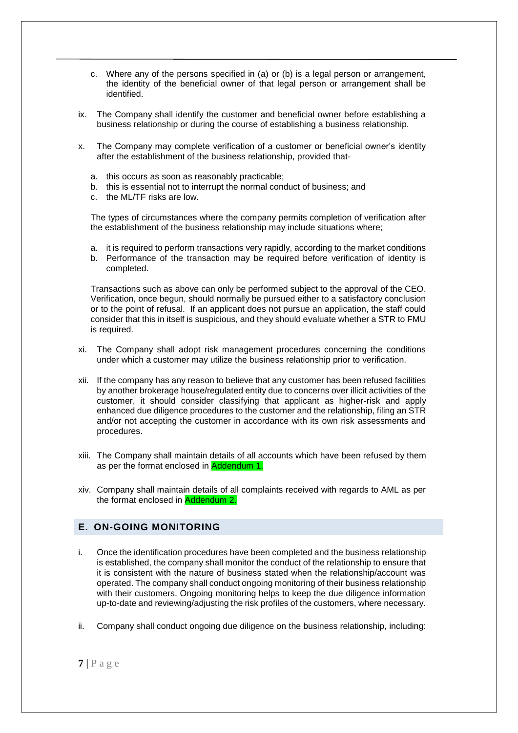c. Where any of the persons specified in (a) or (b) is a legal person or arrangement, the identity of the beneficial owner of that legal person or arrangement shall be identified.

ix. The Company shall identify the customer and beneficial owner before establishing a business relationship or during the course of establishing a business relationship.

x. The Company may complete verification of a customer or beneficial owner's identity after the establishment of the business relationship, provided that-

   a. this occurs as soon as reasonably practicable;
   b. this is essential not to interrupt the normal conduct of business; and
   c. the ML/TF risks are low.

   The types of circumstances where the company permits completion of verification after the establishment of the business relationship may include situations where;

   a. it is required to perform transactions very rapidly, according to the market conditions
   b. Performance of the transaction may be required before verification of identity is completed.

   Transactions such as above can only be performed subject to the approval of the CEO. Verification, once begun, should normally be pursued either to a satisfactory conclusion or to the point of refusal. If an applicant does not pursue an application, the staff could consider that this in itself is suspicious, and they should evaluate whether a STR to FMU is required.

xi. The Company shall adopt risk management procedures concerning the conditions under which a customer may utilize the business relationship prior to verification.

xii. If the company has any reason to believe that any customer has been refused facilities by another brokerage house/regulated entity due to concerns over illicit activities of the customer, it should consider classifying that applicant as higher-risk and apply enhanced due diligence procedures to the customer and the relationship, filing an STR and/or not accepting the customer in accordance with its own risk assessments and procedures.

xiii. The Company shall maintain details of all accounts which have been refused by them as per the format enclosed in Addendum 1.

xiv. Company shall maintain details of all complaints received with regards to AML as per the format enclosed in Addendum 2.

## E. ON-GOING MONITORING

i. Once the identification procedures have been completed and the business relationship is established, the company shall monitor the conduct of the relationship to ensure that it is consistent with the nature of business stated when the relationship/account was operated. The company shall conduct ongoing monitoring of their business relationship with their customers. Ongoing monitoring helps to keep the due diligence information up-to-date and reviewing/adjusting the risk profiles of the customers, where necessary.

ii. Company shall conduct ongoing due diligence on the business relationship, including: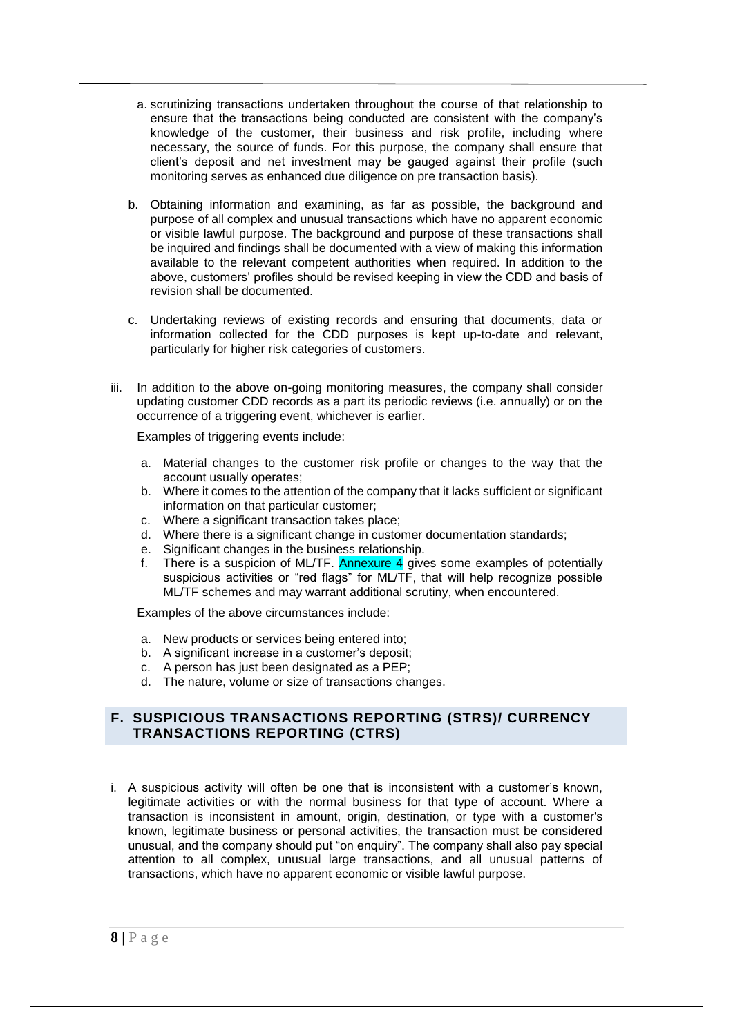a. scrutinizing transactions undertaken throughout the course of that relationship to ensure that the transactions being conducted are consistent with the company's knowledge of the customer, their business and risk profile, including where necessary, the source of funds. For this purpose, the company shall ensure that client's deposit and net investment may be gauged against their profile (such monitoring serves as enhanced due diligence on pre transaction basis).

b. Obtaining information and examining, as far as possible, the background and purpose of all complex and unusual transactions which have no apparent economic or visible lawful purpose. The background and purpose of these transactions shall be inquired and findings shall be documented with a view of making this information available to the relevant competent authorities when required. In addition to the above, customers' profiles should be revised keeping in view the CDD and basis of revision shall be documented.

c. Undertaking reviews of existing records and ensuring that documents, data or information collected for the CDD purposes is kept up-to-date and relevant, particularly for higher risk categories of customers.

iii. In addition to the above on-going monitoring measures, the company shall consider updating customer CDD records as a part its periodic reviews (i.e. annually) or on the occurrence of a triggering event, whichever is earlier.

Examples of triggering events include:

a. Material changes to the customer risk profile or changes to the way that the account usually operates;
b. Where it comes to the attention of the company that it lacks sufficient or significant information on that particular customer;
c. Where a significant transaction takes place;
d. Where there is a significant change in customer documentation standards;
e. Significant changes in the business relationship.
f. There is a suspicion of ML/TF. Annexure 4 gives some examples of potentially suspicious activities or "red flags" for ML/TF, that will help recognize possible ML/TF schemes and may warrant additional scrutiny, when encountered.

Examples of the above circumstances include:

a. New products or services being entered into;
b. A significant increase in a customer's deposit;
c. A person has just been designated as a PEP;
d. The nature, volume or size of transactions changes.

## F. SUSPICIOUS TRANSACTIONS REPORTING (STRS)/ CURRENCY TRANSACTIONS REPORTING (CTRS)

i. A suspicious activity will often be one that is inconsistent with a customer's known, legitimate activities or with the normal business for that type of account. Where a transaction is inconsistent in amount, origin, destination, or type with a customer's known, legitimate business or personal activities, the transaction must be considered unusual, and the company should put "on enquiry". The company shall also pay special attention to all complex, unusual large transactions, and all unusual patterns of transactions, which have no apparent economic or visible lawful purpose.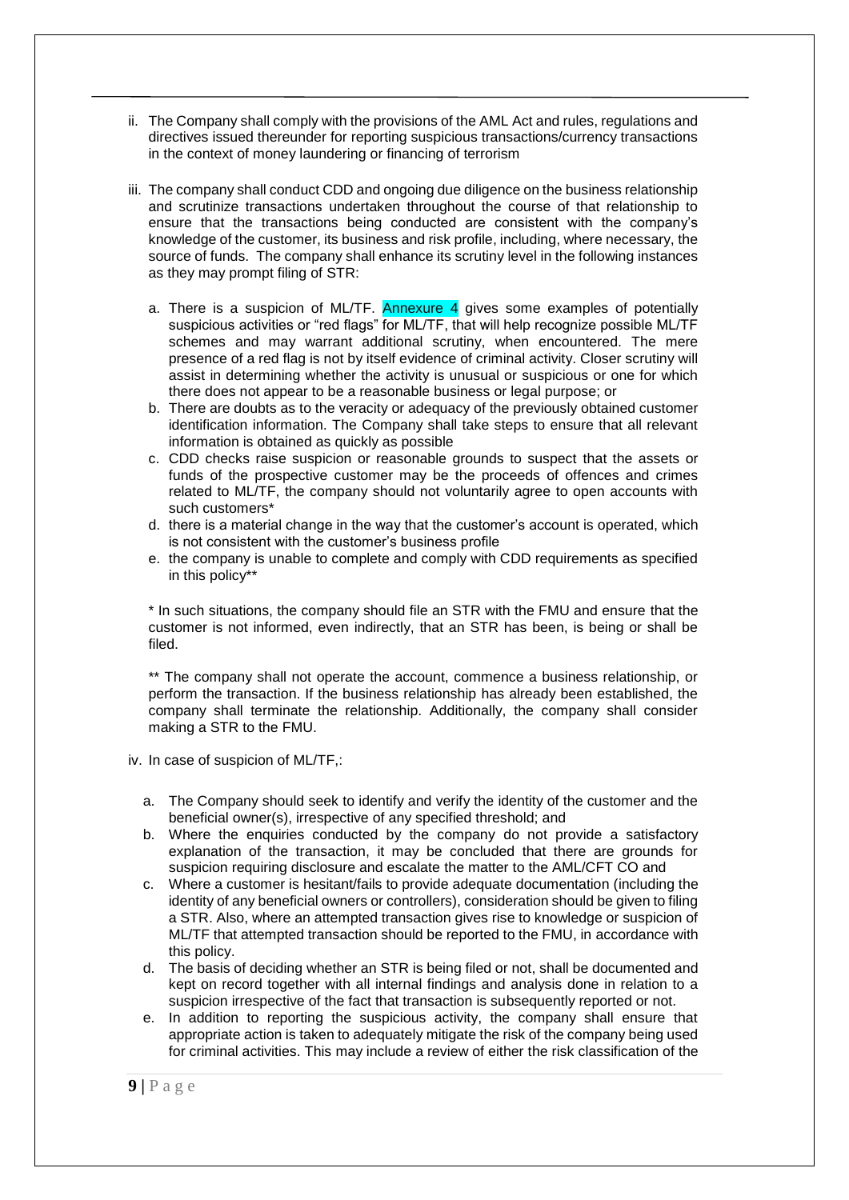ii. The Company shall comply with the provisions of the AML Act and rules, regulations and directives issued thereunder for reporting suspicious transactions/currency transactions in the context of money laundering or financing of terrorism

iii. The company shall conduct CDD and ongoing due diligence on the business relationship and scrutinize transactions undertaken throughout the course of that relationship to ensure that the transactions being conducted are consistent with the company's knowledge of the customer, its business and risk profile, including, where necessary, the source of funds. The company shall enhance its scrutiny level in the following instances as they may prompt filing of STR:

   a. There is a suspicion of ML/TF. Annexure 4 gives some examples of potentially suspicious activities or "red flags" for ML/TF, that will help recognize possible ML/TF schemes and may warrant additional scrutiny, when encountered. The mere presence of a red flag is not by itself evidence of criminal activity. Closer scrutiny will assist in determining whether the activity is unusual or suspicious or one for which there does not appear to be a reasonable business or legal purpose; or
   b. There are doubts as to the veracity or adequacy of the previously obtained customer identification information. The Company shall take steps to ensure that all relevant information is obtained as quickly as possible
   c. CDD checks raise suspicion or reasonable grounds to suspect that the assets or funds of the prospective customer may be the proceeds of offences and crimes related to ML/TF, the company should not voluntarily agree to open accounts with such customers*
   d. there is a material change in the way that the customer's account is operated, which is not consistent with the customer's business profile
   e. the company is unable to complete and comply with CDD requirements as specified in this policy**

   * In such situations, the company should file an STR with the FMU and ensure that the customer is not informed, even indirectly, that an STR has been, is being or shall be filed.

   ** The company shall not operate the account, commence a business relationship, or perform the transaction. If the business relationship has already been established, the company shall terminate the relationship. Additionally, the company shall consider making a STR to the FMU.

iv. In case of suspicion of ML/TF,:

   a. The Company should seek to identify and verify the identity of the customer and the beneficial owner(s), irrespective of any specified threshold; and
   b. Where the enquiries conducted by the company do not provide a satisfactory explanation of the transaction, it may be concluded that there are grounds for suspicion requiring disclosure and escalate the matter to the AML/CFT CO and
   c. Where a customer is hesitant/fails to provide adequate documentation (including the identity of any beneficial owners or controllers), consideration should be given to filing a STR. Also, where an attempted transaction gives rise to knowledge or suspicion of ML/TF that attempted transaction should be reported to the FMU, in accordance with this policy.
   d. The basis of deciding whether an STR is being filed or not, shall be documented and kept on record together with all internal findings and analysis done in relation to a suspicion irrespective of the fact that transaction is subsequently reported or not.
   e. In addition to reporting the suspicious activity, the company shall ensure that appropriate action is taken to adequately mitigate the risk of the company being used for criminal activities. This may include a review of either the risk classification of the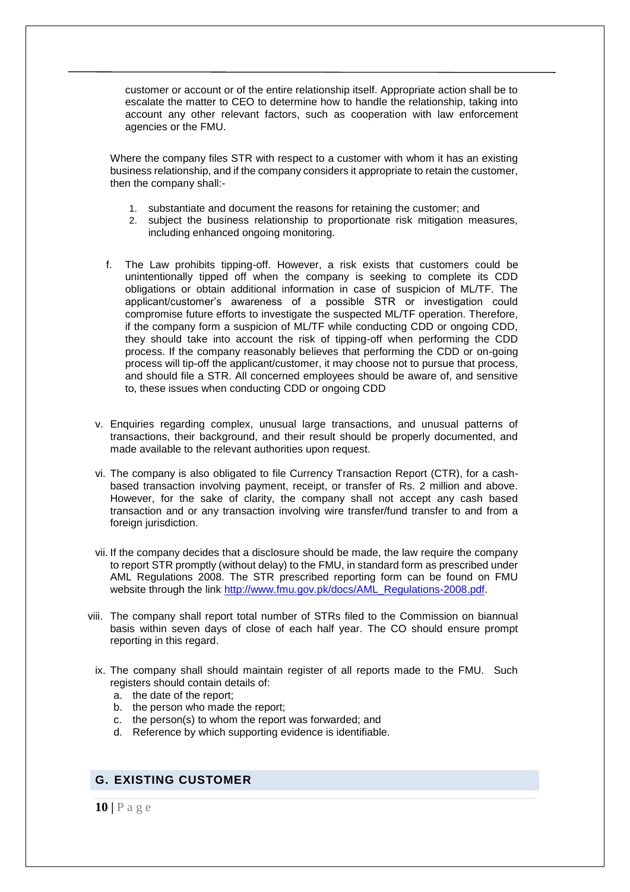customer or account or of the entire relationship itself. Appropriate action shall be to escalate the matter to CEO to determine how to handle the relationship, taking into account any other relevant factors, such as cooperation with law enforcement agencies or the FMU.

Where the company files STR with respect to a customer with whom it has an existing business relationship, and if the company considers it appropriate to retain the customer, then the company shall:-

1. substantiate and document the reasons for retaining the customer; and
2. subject the business relationship to proportionate risk mitigation measures, including enhanced ongoing monitoring.

f. The Law prohibits tipping-off. However, a risk exists that customers could be unintentionally tipped off when the company is seeking to complete its CDD obligations or obtain additional information in case of suspicion of ML/TF. The applicant/customer's awareness of a possible STR or investigation could compromise future efforts to investigate the suspected ML/TF operation. Therefore, if the company form a suspicion of ML/TF while conducting CDD or ongoing CDD, they should take into account the risk of tipping-off when performing the CDD process. If the company reasonably believes that performing the CDD or on-going process will tip-off the applicant/customer, it may choose not to pursue that process, and should file a STR. All concerned employees should be aware of, and sensitive to, these issues when conducting CDD or ongoing CDD

v. Enquiries regarding complex, unusual large transactions, and unusual patterns of transactions, their background, and their result should be properly documented, and made available to the relevant authorities upon request.

vi. The company is also obligated to file Currency Transaction Report (CTR), for a cash-based transaction involving payment, receipt, or transfer of Rs. 2 million and above. However, for the sake of clarity, the company shall not accept any cash based transaction and or any transaction involving wire transfer/fund transfer to and from a foreign jurisdiction.

vii. If the company decides that a disclosure should be made, the law require the company to report STR promptly (without delay) to the FMU, in standard form as prescribed under AML Regulations 2008. The STR prescribed reporting form can be found on FMU website through the link [http://www.fmu.gov.pk/docs/AML_Regulations-2008.pdf](http://www.fmu.gov.pk/docs/AML_Regulations-2008.pdf).

viii. The company shall report total number of STRs filed to the Commission on biannual basis within seven days of close of each half year. The CO should ensure prompt reporting in this regard.

ix. The company shall should maintain register of all reports made to the FMU. Such registers should contain details of:
   a. the date of the report;
   b. the person who made the report;
   c. the person(s) to whom the report was forwarded; and
   d. Reference by which supporting evidence is identifiable.

## G. EXISTING CUSTOMER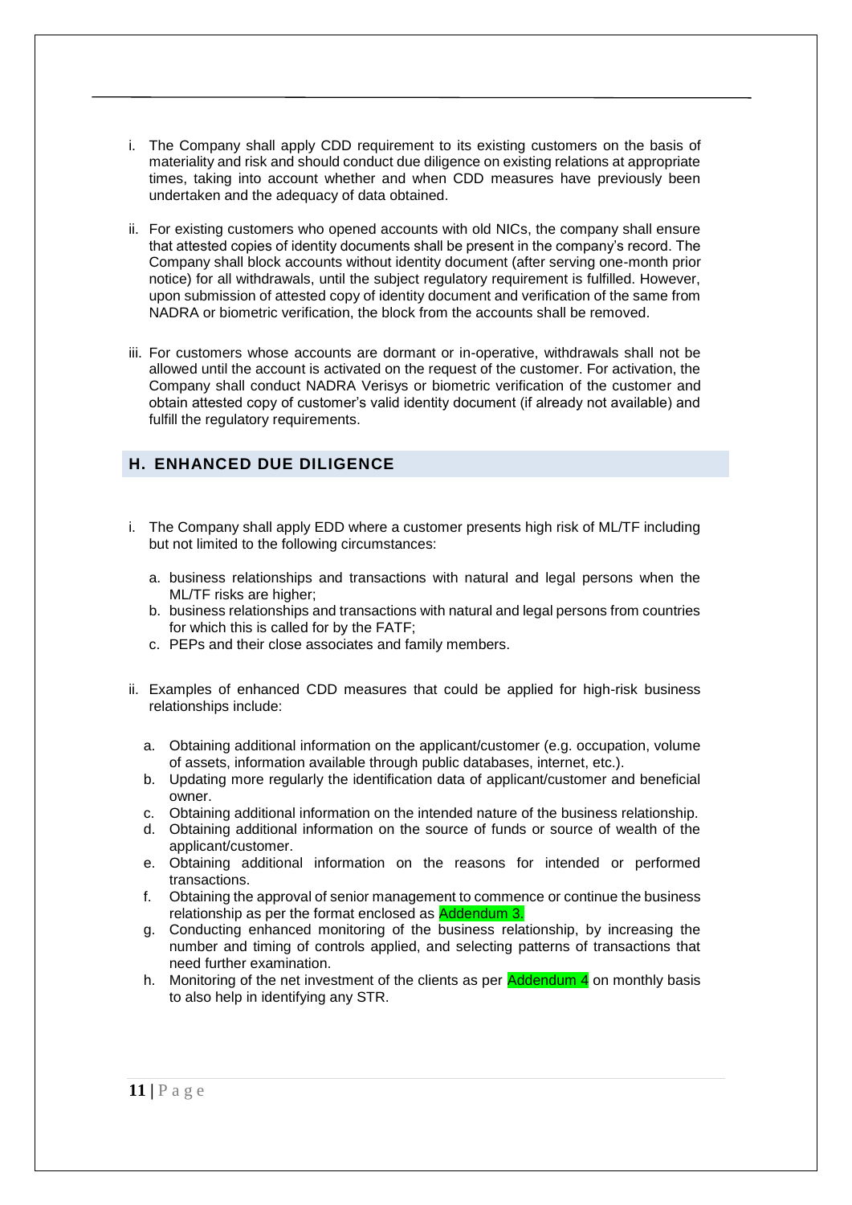i. The Company shall apply CDD requirement to its existing customers on the basis of materiality and risk and should conduct due diligence on existing relations at appropriate times, taking into account whether and when CDD measures have previously been undertaken and the adequacy of data obtained.

ii. For existing customers who opened accounts with old NICs, the company shall ensure that attested copies of identity documents shall be present in the company's record. The Company shall block accounts without identity document (after serving one-month prior notice) for all withdrawals, until the subject regulatory requirement is fulfilled. However, upon submission of attested copy of identity document and verification of the same from NADRA or biometric verification, the block from the accounts shall be removed.

iii. For customers whose accounts are dormant or in-operative, withdrawals shall not be allowed until the account is activated on the request of the customer. For activation, the Company shall conduct NADRA Verisys or biometric verification of the customer and obtain attested copy of customer's valid identity document (if already not available) and fulfill the regulatory requirements.

## H. ENHANCED DUE DILIGENCE

i. The Company shall apply EDD where a customer presents high risk of ML/TF including but not limited to the following circumstances:

   a. business relationships and transactions with natural and legal persons when the ML/TF risks are higher;
   b. business relationships and transactions with natural and legal persons from countries for which this is called for by the FATF;
   c. PEPs and their close associates and family members.

ii. Examples of enhanced CDD measures that could be applied for high-risk business relationships include:

   a. Obtaining additional information on the applicant/customer (e.g. occupation, volume of assets, information available through public databases, internet, etc.).
   b. Updating more regularly the identification data of applicant/customer and beneficial owner.
   c. Obtaining additional information on the intended nature of the business relationship.
   d. Obtaining additional information on the source of funds or source of wealth of the applicant/customer.
   e. Obtaining additional information on the reasons for intended or performed transactions.
   f. Obtaining the approval of senior management to commence or continue the business relationship as per the format enclosed as Addendum 3.
   g. Conducting enhanced monitoring of the business relationship, by increasing the number and timing of controls applied, and selecting patterns of transactions that need further examination.
   h. Monitoring of the net investment of the clients as per Addendum 4 on monthly basis to also help in identifying any STR.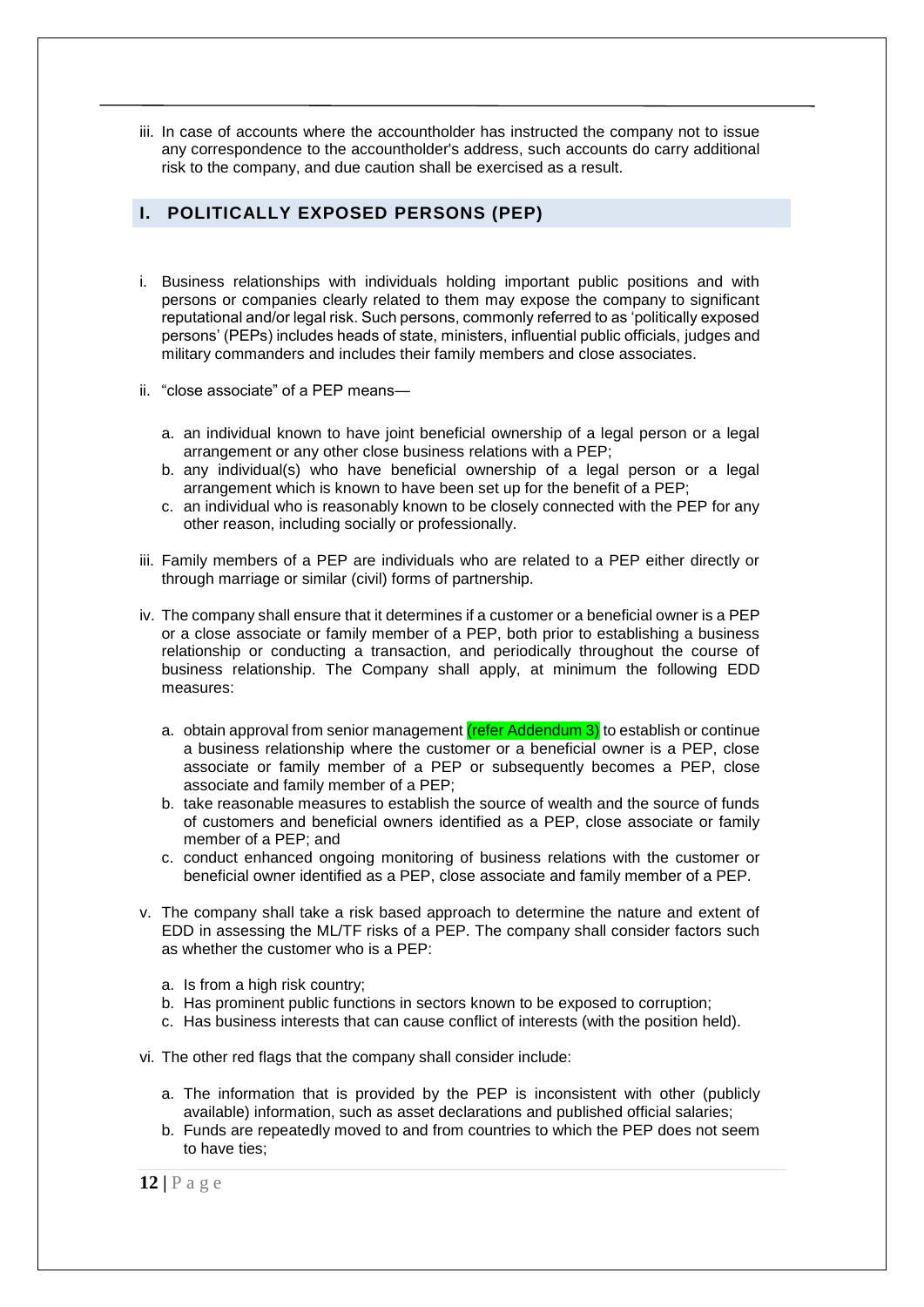iii. In case of accounts where the accountholder has instructed the company not to issue any correspondence to the accountholder's address, such accounts do carry additional risk to the company, and due caution shall be exercised as a result.

## I. POLITICALLY EXPOSED PERSONS (PEP)

i. Business relationships with individuals holding important public positions and with persons or companies clearly related to them may expose the company to significant reputational and/or legal risk. Such persons, commonly referred to as 'politically exposed persons' (PEPs) includes heads of state, ministers, influential public officials, judges and military commanders and includes their family members and close associates.

ii. "close associate" of a PEP means—

   a. an individual known to have joint beneficial ownership of a legal person or a legal arrangement or any other close business relations with a PEP;
   b. any individual(s) who have beneficial ownership of a legal person or a legal arrangement which is known to have been set up for the benefit of a PEP;
   c. an individual who is reasonably known to be closely connected with the PEP for any other reason, including socially or professionally.

iii. Family members of a PEP are individuals who are related to a PEP either directly or through marriage or similar (civil) forms of partnership.

iv. The company shall ensure that it determines if a customer or a beneficial owner is a PEP or a close associate or family member of a PEP, both prior to establishing a business relationship or conducting a transaction, and periodically throughout the course of business relationship. The Company shall apply, at minimum the following EDD measures:

   a. obtain approval from senior management (refer Addendum 3) to establish or continue a business relationship where the customer or a beneficial owner is a PEP, close associate or family member of a PEP or subsequently becomes a PEP, close associate and family member of a PEP;
   b. take reasonable measures to establish the source of wealth and the source of funds of customers and beneficial owners identified as a PEP, close associate or family member of a PEP; and
   c. conduct enhanced ongoing monitoring of business relations with the customer or beneficial owner identified as a PEP, close associate and family member of a PEP.

v. The company shall take a risk based approach to determine the nature and extent of EDD in assessing the ML/TF risks of a PEP. The company shall consider factors such as whether the customer who is a PEP:

   a. Is from a high risk country;
   b. Has prominent public functions in sectors known to be exposed to corruption;
   c. Has business interests that can cause conflict of interests (with the position held).

vi. The other red flags that the company shall consider include:

   a. The information that is provided by the PEP is inconsistent with other (publicly available) information, such as asset declarations and published official salaries;
   b. Funds are repeatedly moved to and from countries to which the PEP does not seem to have ties;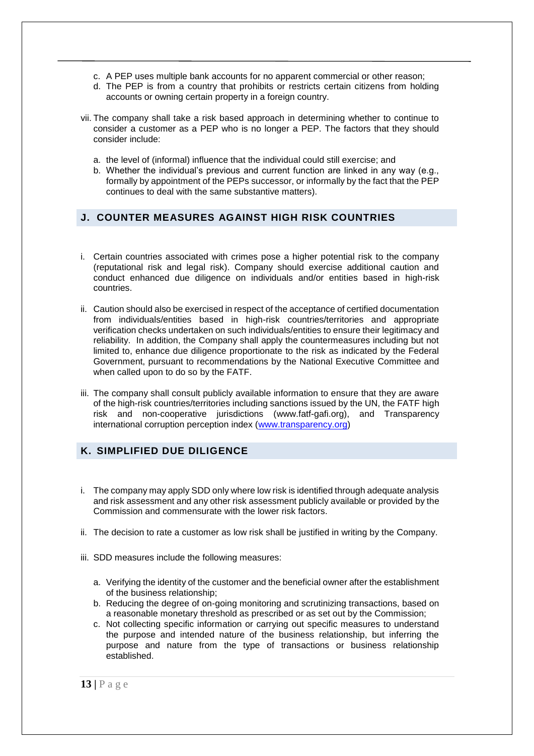c. A PEP uses multiple bank accounts for no apparent commercial or other reason;
d. The PEP is from a country that prohibits or restricts certain citizens from holding accounts or owning certain property in a foreign country.

vii. The company shall take a risk based approach in determining whether to continue to consider a customer as a PEP who is no longer a PEP. The factors that they should consider include:

a. the level of (informal) influence that the individual could still exercise; and
b. Whether the individual's previous and current function are linked in any way (e.g., formally by appointment of the PEPs successor, or informally by the fact that the PEP continues to deal with the same substantive matters).

## J. COUNTER MEASURES AGAINST HIGH RISK COUNTRIES

i. Certain countries associated with crimes pose a higher potential risk to the company (reputational risk and legal risk). Company should exercise additional caution and conduct enhanced due diligence on individuals and/or entities based in high-risk countries.

ii. Caution should also be exercised in respect of the acceptance of certified documentation from individuals/entities based in high-risk countries/territories and appropriate verification checks undertaken on such individuals/entities to ensure their legitimacy and reliability. In addition, the Company shall apply the countermeasures including but not limited to, enhance due diligence proportionate to the risk as indicated by the Federal Government, pursuant to recommendations by the National Executive Committee and when called upon to do so by the FATF.

iii. The company shall consult publicly available information to ensure that they are aware of the high-risk countries/territories including sanctions issued by the UN, the FATF high risk and non-cooperative jurisdictions (www.fatf-gafi.org), and Transparency international corruption perception index (www.transparency.org)

## K. SIMPLIFIED DUE DILIGENCE

i. The company may apply SDD only where low risk is identified through adequate analysis and risk assessment and any other risk assessment publicly available or provided by the Commission and commensurate with the lower risk factors.

ii. The decision to rate a customer as low risk shall be justified in writing by the Company.

iii. SDD measures include the following measures:

a. Verifying the identity of the customer and the beneficial owner after the establishment of the business relationship;
b. Reducing the degree of on-going monitoring and scrutinizing transactions, based on a reasonable monetary threshold as prescribed or as set out by the Commission;
c. Not collecting specific information or carrying out specific measures to understand the purpose and intended nature of the business relationship, but inferring the purpose and nature from the type of transactions or business relationship established.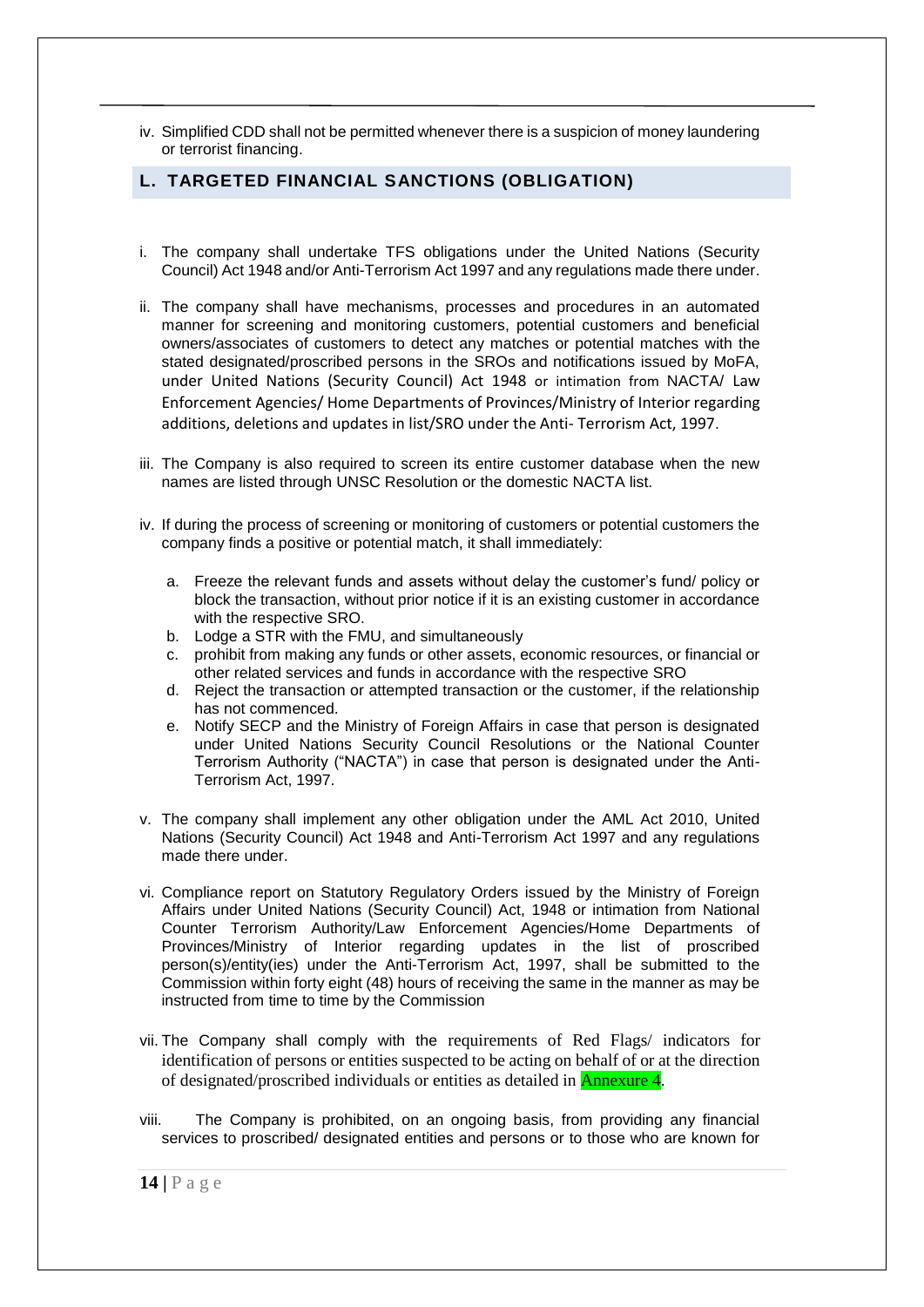iv. Simplified CDD shall not be permitted whenever there is a suspicion of money laundering or terrorist financing.

## L. TARGETED FINANCIAL SANCTIONS (OBLIGATION)

i. The company shall undertake TFS obligations under the United Nations (Security Council) Act 1948 and/or Anti-Terrorism Act 1997 and any regulations made there under.

ii. The company shall have mechanisms, processes and procedures in an automated manner for screening and monitoring customers, potential customers and beneficial owners/associates of customers to detect any matches or potential matches with the stated designated/proscribed persons in the SROs and notifications issued by MoFA, under United Nations (Security Council) Act 1948 or intimation from NACTA/ Law Enforcement Agencies/ Home Departments of Provinces/Ministry of Interior regarding additions, deletions and updates in list/SRO under the Anti- Terrorism Act, 1997.

iii. The Company is also required to screen its entire customer database when the new names are listed through UNSC Resolution or the domestic NACTA list.

iv. If during the process of screening or monitoring of customers or potential customers the company finds a positive or potential match, it shall immediately:

   a. Freeze the relevant funds and assets without delay the customer's fund/ policy or block the transaction, without prior notice if it is an existing customer in accordance with the respective SRO.
   b. Lodge a STR with the FMU, and simultaneously
   c. prohibit from making any funds or other assets, economic resources, or financial or other related services and funds in accordance with the respective SRO
   d. Reject the transaction or attempted transaction or the customer, if the relationship has not commenced.
   e. Notify SECP and the Ministry of Foreign Affairs in case that person is designated under United Nations Security Council Resolutions or the National Counter Terrorism Authority ("NACTA") in case that person is designated under the Anti-Terrorism Act, 1997.

v. The company shall implement any other obligation under the AML Act 2010, United Nations (Security Council) Act 1948 and Anti-Terrorism Act 1997 and any regulations made there under.

vi. Compliance report on Statutory Regulatory Orders issued by the Ministry of Foreign Affairs under United Nations (Security Council) Act, 1948 or intimation from National Counter Terrorism Authority/Law Enforcement Agencies/Home Departments of Provinces/Ministry of Interior regarding updates in the list of proscribed person(s)/entity(ies) under the Anti-Terrorism Act, 1997, shall be submitted to the Commission within forty eight (48) hours of receiving the same in the manner as may be instructed from time to time by the Commission

vii. The Company shall comply with the requirements of Red Flags/ indicators for identification of persons or entities suspected to be acting on behalf of or at the direction of designated/proscribed individuals or entities as detailed in Annexure 4.

viii. The Company is prohibited, on an ongoing basis, from providing any financial services to proscribed/ designated entities and persons or to those who are known for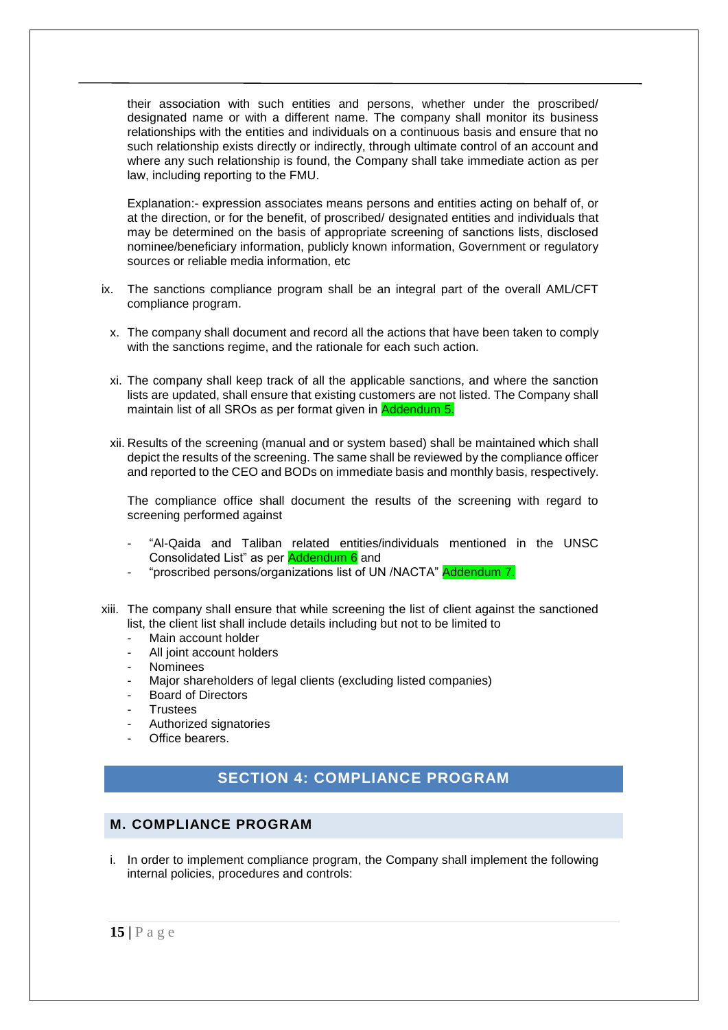their association with such entities and persons, whether under the proscribed/ designated name or with a different name. The company shall monitor its business relationships with the entities and individuals on a continuous basis and ensure that no such relationship exists directly or indirectly, through ultimate control of an account and where any such relationship is found, the Company shall take immediate action as per law, including reporting to the FMU.

Explanation:- expression associates means persons and entities acting on behalf of, or at the direction, or for the benefit, of proscribed/ designated entities and individuals that may be determined on the basis of appropriate screening of sanctions lists, disclosed nominee/beneficiary information, publicly known information, Government or regulatory sources or reliable media information, etc

ix. The sanctions compliance program shall be an integral part of the overall AML/CFT compliance program.

x. The company shall document and record all the actions that have been taken to comply with the sanctions regime, and the rationale for each such action.

xi. The company shall keep track of all the applicable sanctions, and where the sanction lists are updated, shall ensure that existing customers are not listed. The Company shall maintain list of all SROs as per format given in Addendum 5.

xii. Results of the screening (manual and or system based) shall be maintained which shall depict the results of the screening. The same shall be reviewed by the compliance officer and reported to the CEO and BODs on immediate basis and monthly basis, respectively.

The compliance office shall document the results of the screening with regard to screening performed against

- "Al-Qaida and Taliban related entities/individuals mentioned in the UNSC Consolidated List" as per Addendum 6 and
- "proscribed persons/organizations list of UN /NACTA" Addendum 7.

xiii. The company shall ensure that while screening the list of client against the sanctioned list, the client list shall include details including but not to be limited to
- Main account holder
- All joint account holders
- Nominees
- Major shareholders of legal clients (excluding listed companies)
- Board of Directors
- Trustees
- Authorized signatories
- Office bearers.

## SECTION 4: COMPLIANCE PROGRAM

### M. COMPLIANCE PROGRAM

i. In order to implement compliance program, the Company shall implement the following internal policies, procedures and controls: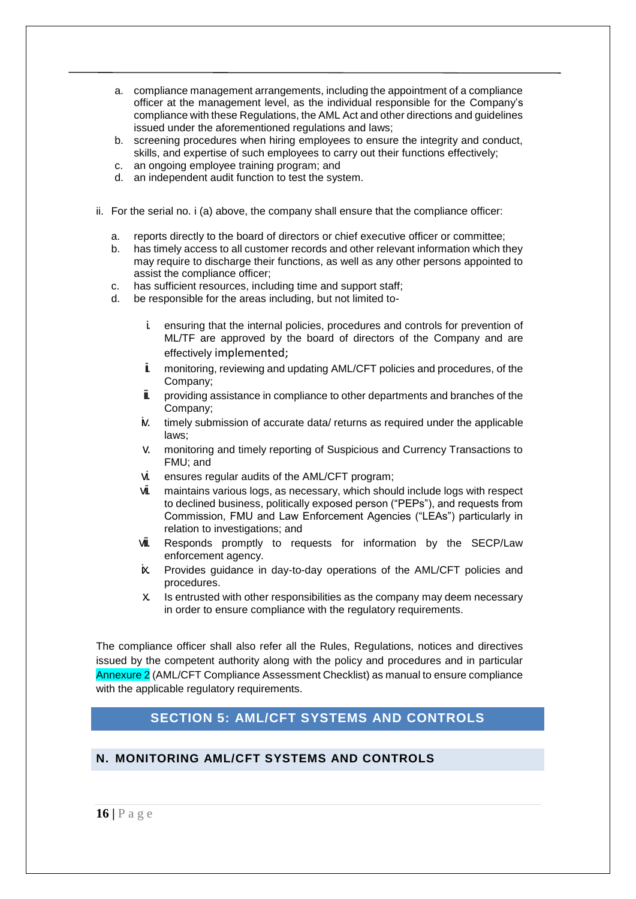a. compliance management arrangements, including the appointment of a compliance officer at the management level, as the individual responsible for the Company's compliance with these Regulations, the AML Act and other directions and guidelines issued under the aforementioned regulations and laws;
b. screening procedures when hiring employees to ensure the integrity and conduct, skills, and expertise of such employees to carry out their functions effectively;
c. an ongoing employee training program; and
d. an independent audit function to test the system.

ii. For the serial no. i (a) above, the company shall ensure that the compliance officer:

a. reports directly to the board of directors or chief executive officer or committee;
b. has timely access to all customer records and other relevant information which they may require to discharge their functions, as well as any other persons appointed to assist the compliance officer;
c. has sufficient resources, including time and support staff;
d. be responsible for the areas including, but not limited to-

   i. ensuring that the internal policies, procedures and controls for prevention of ML/TF are approved by the board of directors of the Company and are effectively implemented;
   ii. monitoring, reviewing and updating AML/CFT policies and procedures, of the Company;
   iii. providing assistance in compliance to other departments and branches of the Company;
   iv. timely submission of accurate data/ returns as required under the applicable laws;
   v. monitoring and timely reporting of Suspicious and Currency Transactions to FMU; and
   vi. ensures regular audits of the AML/CFT program;
   vii. maintains various logs, as necessary, which should include logs with respect to declined business, politically exposed person ("PEPs"), and requests from Commission, FMU and Law Enforcement Agencies ("LEAs") particularly in relation to investigations; and
   viii. Responds promptly to requests for information by the SECP/Law enforcement agency.
   ix. Provides guidance in day-to-day operations of the AML/CFT policies and procedures.
   x. Is entrusted with other responsibilities as the company may deem necessary in order to ensure compliance with the regulatory requirements.

The compliance officer shall also refer all the Rules, Regulations, notices and directives issued by the competent authority along with the policy and procedures and in particular Annexure 2 (AML/CFT Compliance Assessment Checklist) as manual to ensure compliance with the applicable regulatory requirements.

## SECTION 5: AML/CFT SYSTEMS AND CONTROLS

### N. MONITORING AML/CFT SYSTEMS AND CONTROLS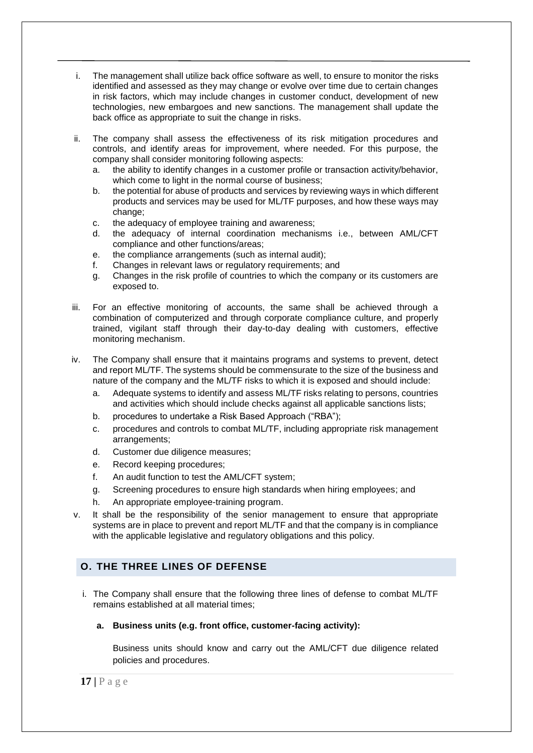i. The management shall utilize back office software as well, to ensure to monitor the risks identified and assessed as they may change or evolve over time due to certain changes in risk factors, which may include changes in customer conduct, development of new technologies, new embargoes and new sanctions. The management shall update the back office as appropriate to suit the change in risks.

ii. The company shall assess the effectiveness of its risk mitigation procedures and controls, and identify areas for improvement, where needed. For this purpose, the company shall consider monitoring following aspects:
   a. the ability to identify changes in a customer profile or transaction activity/behavior, which come to light in the normal course of business;
   b. the potential for abuse of products and services by reviewing ways in which different products and services may be used for ML/TF purposes, and how these ways may change;
   c. the adequacy of employee training and awareness;
   d. the adequacy of internal coordination mechanisms i.e., between AML/CFT compliance and other functions/areas;
   e. the compliance arrangements (such as internal audit);
   f. Changes in relevant laws or regulatory requirements; and
   g. Changes in the risk profile of countries to which the company or its customers are exposed to.

iii. For an effective monitoring of accounts, the same shall be achieved through a combination of computerized and through corporate compliance culture, and properly trained, vigilant staff through their day-to-day dealing with customers, effective monitoring mechanism.

iv. The Company shall ensure that it maintains programs and systems to prevent, detect and report ML/TF. The systems should be commensurate to the size of the business and nature of the company and the ML/TF risks to which it is exposed and should include:
   a. Adequate systems to identify and assess ML/TF risks relating to persons, countries and activities which should include checks against all applicable sanctions lists;
   b. procedures to undertake a Risk Based Approach ("RBA");
   c. procedures and controls to combat ML/TF, including appropriate risk management arrangements;
   d. Customer due diligence measures;
   e. Record keeping procedures;
   f. An audit function to test the AML/CFT system;
   g. Screening procedures to ensure high standards when hiring employees; and
   h. An appropriate employee-training program.

v. It shall be the responsibility of the senior management to ensure that appropriate systems are in place to prevent and report ML/TF and that the company is in compliance with the applicable legislative and regulatory obligations and this policy.

## O. THE THREE LINES OF DEFENSE

i. The Company shall ensure that the following three lines of defense to combat ML/TF remains established at all material times;

   **a. Business units (e.g. front office, customer-facing activity):**

   Business units should know and carry out the AML/CFT due diligence related policies and procedures.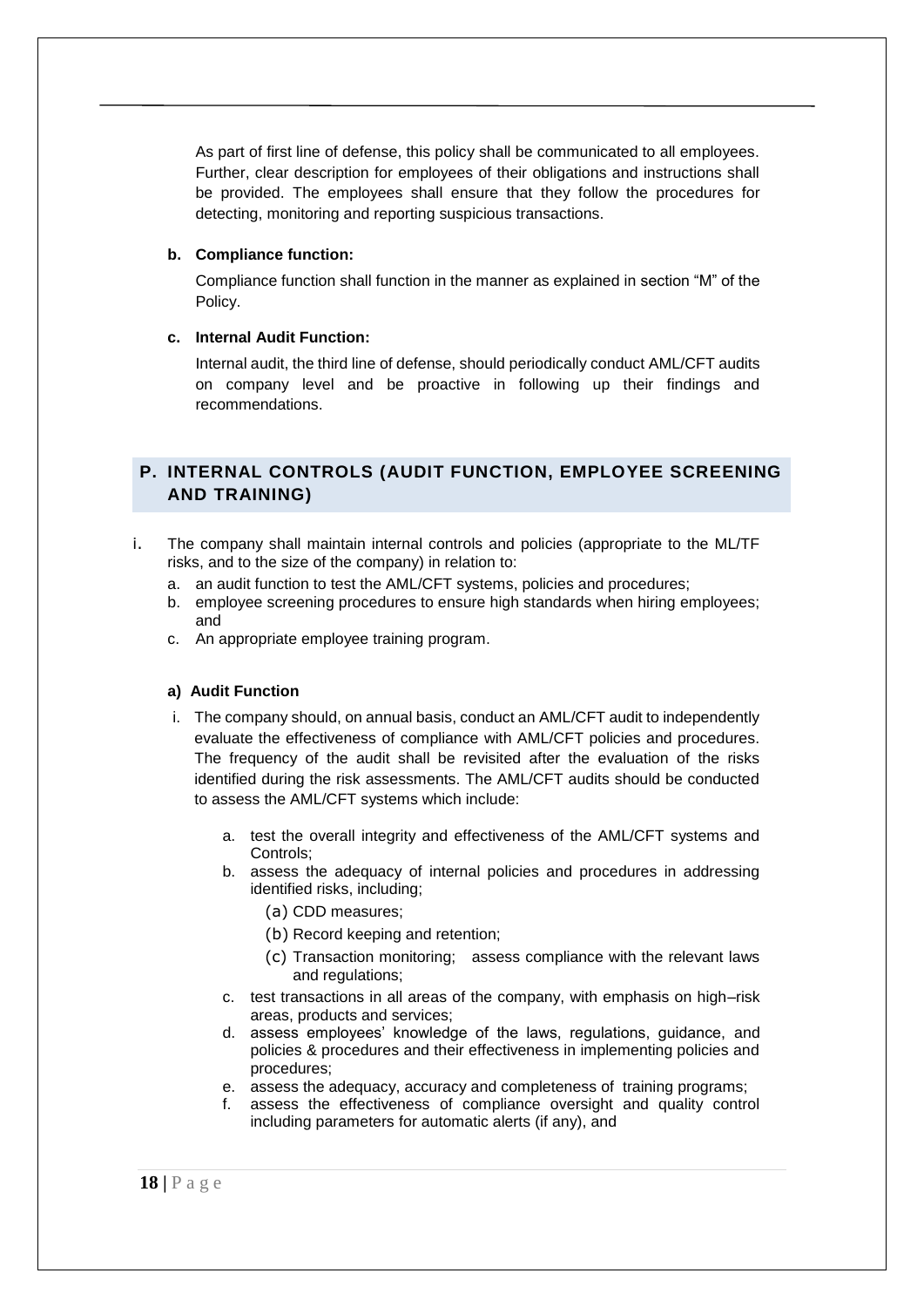As part of first line of defense, this policy shall be communicated to all employees. Further, clear description for employees of their obligations and instructions shall be provided. The employees shall ensure that they follow the procedures for detecting, monitoring and reporting suspicious transactions.

**b. Compliance function:**

Compliance function shall function in the manner as explained in section "M" of the Policy.

**c. Internal Audit Function:**

Internal audit, the third line of defense, should periodically conduct AML/CFT audits on company level and be proactive in following up their findings and recommendations.

## P. INTERNAL CONTROLS (AUDIT FUNCTION, EMPLOYEE SCREENING AND TRAINING)

i. The company shall maintain internal controls and policies (appropriate to the ML/TF risks, and to the size of the company) in relation to:
   a. an audit function to test the AML/CFT systems, policies and procedures;
   b. employee screening procedures to ensure high standards when hiring employees; and
   c. An appropriate employee training program.

**a) Audit Function**

i. The company should, on annual basis, conduct an AML/CFT audit to independently evaluate the effectiveness of compliance with AML/CFT policies and procedures. The frequency of the audit shall be revisited after the evaluation of the risks identified during the risk assessments. The AML/CFT audits should be conducted to assess the AML/CFT systems which include:

   a. test the overall integrity and effectiveness of the AML/CFT systems and Controls;
   b. assess the adequacy of internal policies and procedures in addressing identified risks, including;
      (a) CDD measures;
      (b) Record keeping and retention;
      (c) Transaction monitoring; assess compliance with the relevant laws and regulations;
   c. test transactions in all areas of the company, with emphasis on high–risk areas, products and services;
   d. assess employees' knowledge of the laws, regulations, guidance, and policies & procedures and their effectiveness in implementing policies and procedures;
   e. assess the adequacy, accuracy and completeness of training programs;
   f. assess the effectiveness of compliance oversight and quality control including parameters for automatic alerts (if any), and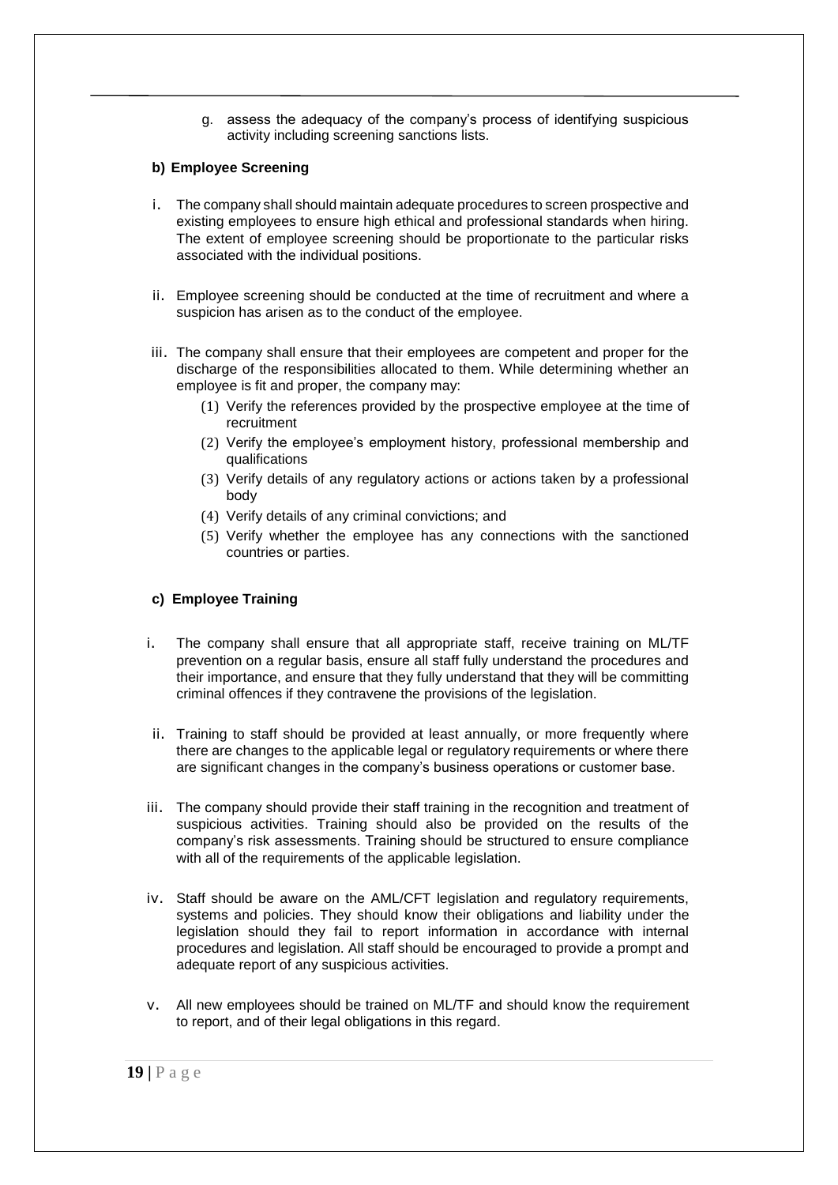g. assess the adequacy of the company's process of identifying suspicious activity including screening sanctions lists.

**b) Employee Screening**

i. The company shall should maintain adequate procedures to screen prospective and existing employees to ensure high ethical and professional standards when hiring. The extent of employee screening should be proportionate to the particular risks associated with the individual positions.

ii. Employee screening should be conducted at the time of recruitment and where a suspicion has arisen as to the conduct of the employee.

iii. The company shall ensure that their employees are competent and proper for the discharge of the responsibilities allocated to them. While determining whether an employee is fit and proper, the company may:

(1) Verify the references provided by the prospective employee at the time of recruitment
(2) Verify the employee's employment history, professional membership and qualifications
(3) Verify details of any regulatory actions or actions taken by a professional body
(4) Verify details of any criminal convictions; and
(5) Verify whether the employee has any connections with the sanctioned countries or parties.

**c) Employee Training**

i. The company shall ensure that all appropriate staff, receive training on ML/TF prevention on a regular basis, ensure all staff fully understand the procedures and their importance, and ensure that they fully understand that they will be committing criminal offences if they contravene the provisions of the legislation.

ii. Training to staff should be provided at least annually, or more frequently where there are changes to the applicable legal or regulatory requirements or where there are significant changes in the company's business operations or customer base.

iii. The company should provide their staff training in the recognition and treatment of suspicious activities. Training should also be provided on the results of the company's risk assessments. Training should be structured to ensure compliance with all of the requirements of the applicable legislation.

iv. Staff should be aware on the AML/CFT legislation and regulatory requirements, systems and policies. They should know their obligations and liability under the legislation should they fail to report information in accordance with internal procedures and legislation. All staff should be encouraged to provide a prompt and adequate report of any suspicious activities.

v. All new employees should be trained on ML/TF and should know the requirement to report, and of their legal obligations in this regard.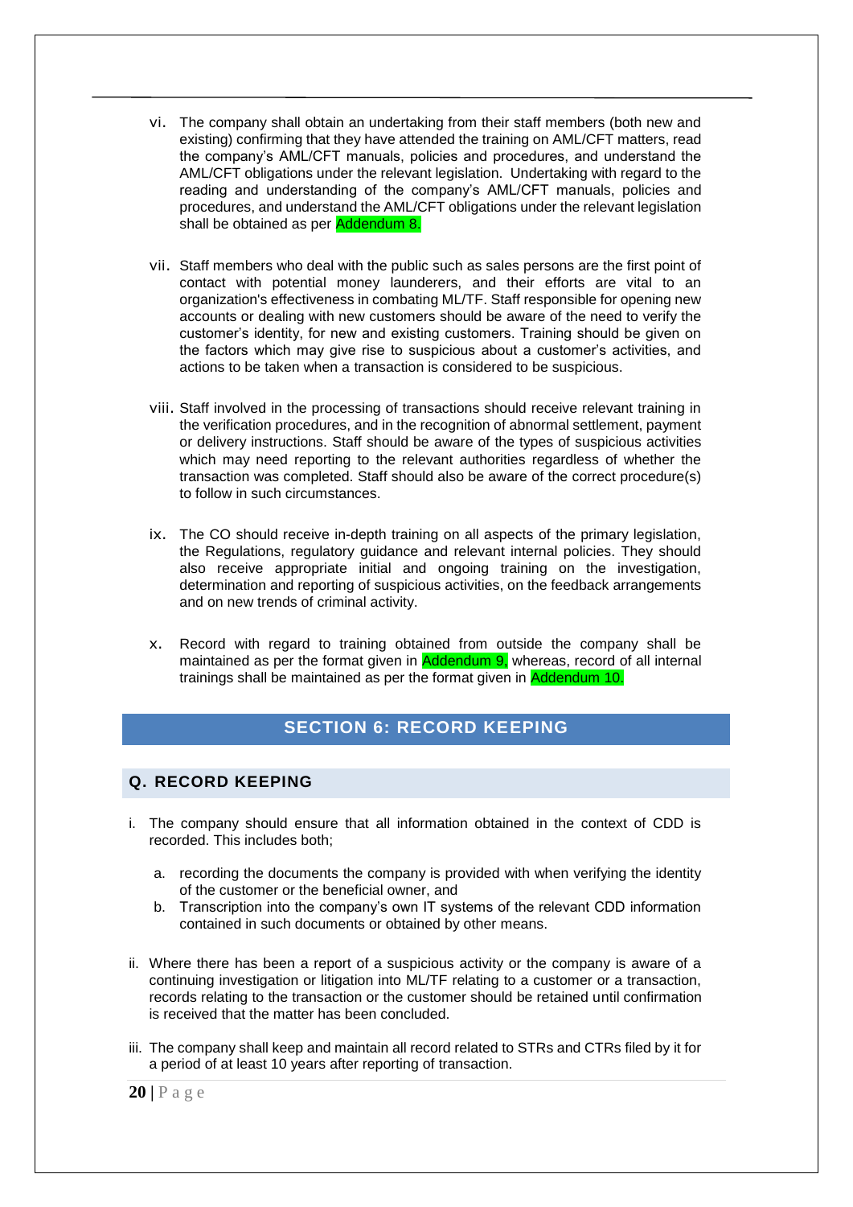vi. The company shall obtain an undertaking from their staff members (both new and existing) confirming that they have attended the training on AML/CFT matters, read the company's AML/CFT manuals, policies and procedures, and understand the AML/CFT obligations under the relevant legislation. Undertaking with regard to the reading and understanding of the company's AML/CFT manuals, policies and procedures, and understand the AML/CFT obligations under the relevant legislation shall be obtained as per Addendum 8.

vii. Staff members who deal with the public such as sales persons are the first point of contact with potential money launderers, and their efforts are vital to an organization's effectiveness in combating ML/TF. Staff responsible for opening new accounts or dealing with new customers should be aware of the need to verify the customer's identity, for new and existing customers. Training should be given on the factors which may give rise to suspicious about a customer's activities, and actions to be taken when a transaction is considered to be suspicious.

viii. Staff involved in the processing of transactions should receive relevant training in the verification procedures, and in the recognition of abnormal settlement, payment or delivery instructions. Staff should be aware of the types of suspicious activities which may need reporting to the relevant authorities regardless of whether the transaction was completed. Staff should also be aware of the correct procedure(s) to follow in such circumstances.

ix. The CO should receive in-depth training on all aspects of the primary legislation, the Regulations, regulatory guidance and relevant internal policies. They should also receive appropriate initial and ongoing training on the investigation, determination and reporting of suspicious activities, on the feedback arrangements and on new trends of criminal activity.

x. Record with regard to training obtained from outside the company shall be maintained as per the format given in Addendum 9, whereas, record of all internal trainings shall be maintained as per the format given in Addendum 10.

## SECTION 6: RECORD KEEPING

### Q. RECORD KEEPING

i. The company should ensure that all information obtained in the context of CDD is recorded. This includes both;

   a. recording the documents the company is provided with when verifying the identity of the customer or the beneficial owner, and
   b. Transcription into the company's own IT systems of the relevant CDD information contained in such documents or obtained by other means.

ii. Where there has been a report of a suspicious activity or the company is aware of a continuing investigation or litigation into ML/TF relating to a customer or a transaction, records relating to the transaction or the customer should be retained until confirmation is received that the matter has been concluded.

iii. The company shall keep and maintain all record related to STRs and CTRs filed by it for a period of at least 10 years after reporting of transaction.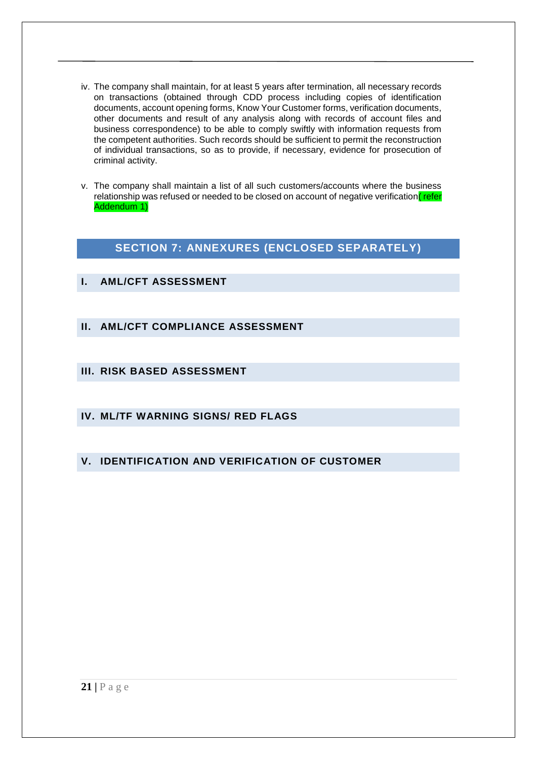iv. The company shall maintain, for at least 5 years after termination, all necessary records on transactions (obtained through CDD process including copies of identification documents, account opening forms, Know Your Customer forms, verification documents, other documents and result of any analysis along with records of account files and business correspondence) to be able to comply swiftly with information requests from the competent authorities. Such records should be sufficient to permit the reconstruction of individual transactions, so as to provide, if necessary, evidence for prosecution of criminal activity.

v. The company shall maintain a list of all such customers/accounts where the business relationship was refused or needed to be closed on account of negative verification( refer Addendum 1)

## SECTION 7: ANNEXURES (ENCLOSED SEPARATELY)

### I. AML/CFT ASSESSMENT

### II. AML/CFT COMPLIANCE ASSESSMENT

### III. RISK BASED ASSESSMENT

### IV. ML/TF WARNING SIGNS/ RED FLAGS

### V. IDENTIFICATION AND VERIFICATION OF CUSTOMER